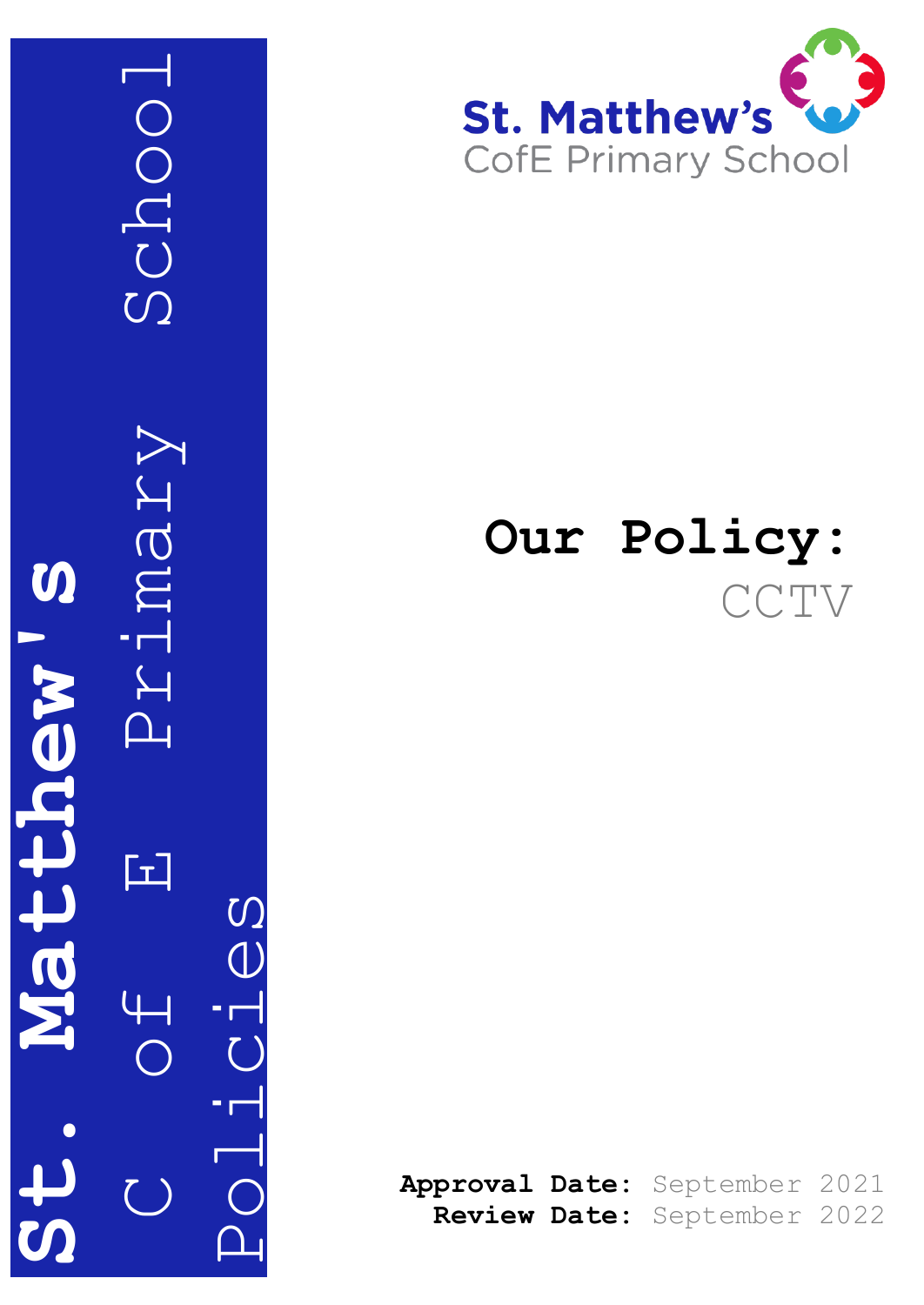St. Matthew's C of E Primary School Policies

St. Matthew's CofE Primary School

# Our Policy:

CCTV

**Approval Date:** September 2021
**Review Date:** September 2022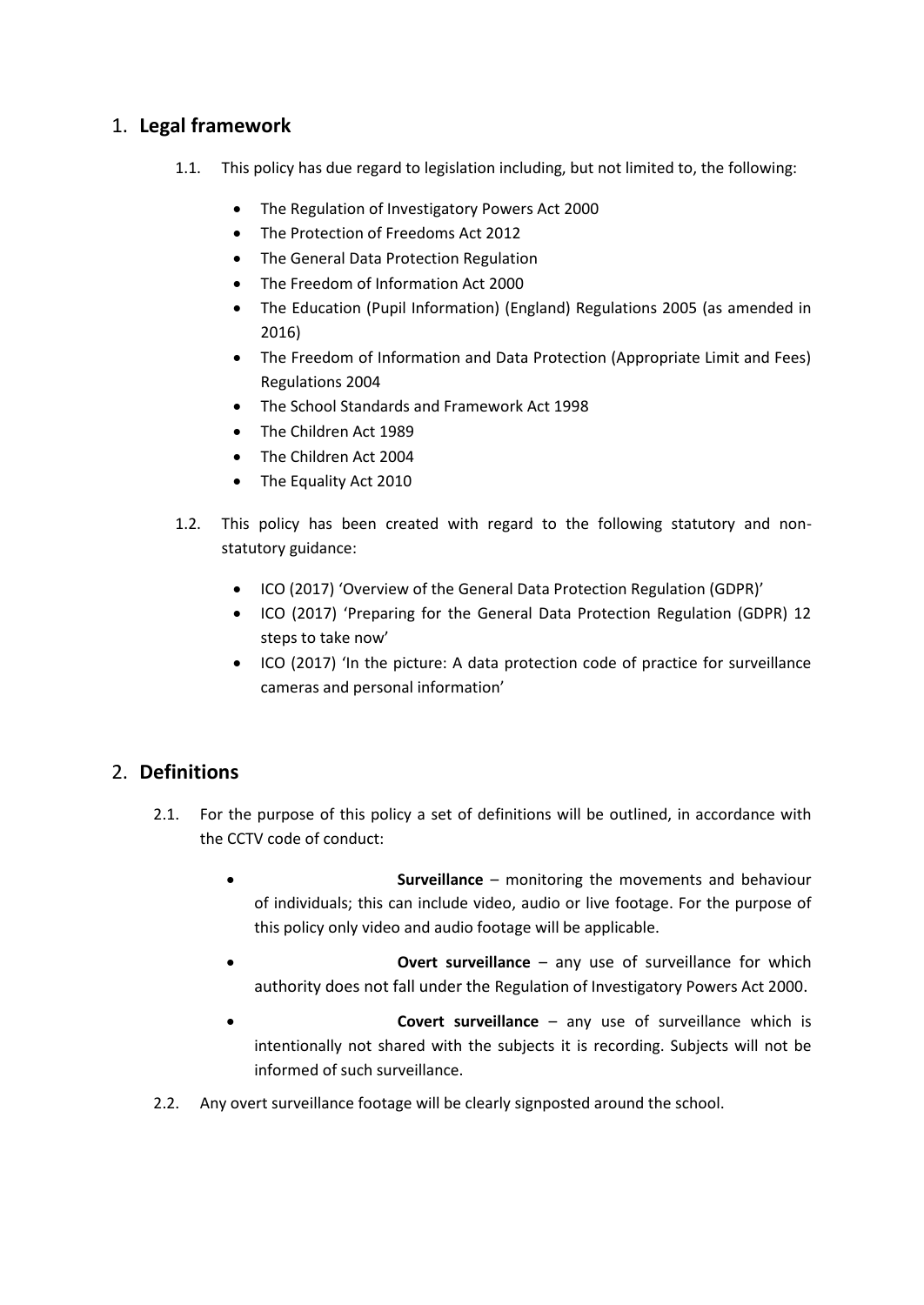## 1. **Legal framework**

1.1. This policy has due regard to legislation including, but not limited to, the following:

- The Regulation of Investigatory Powers Act 2000
- The Protection of Freedoms Act 2012
- The General Data Protection Regulation
- The Freedom of Information Act 2000
- The Education (Pupil Information) (England) Regulations 2005 (as amended in 2016)
- The Freedom of Information and Data Protection (Appropriate Limit and Fees) Regulations 2004
- The School Standards and Framework Act 1998
- The Children Act 1989
- The Children Act 2004
- The Equality Act 2010

1.2. This policy has been created with regard to the following statutory and non-statutory guidance:

- ICO (2017) 'Overview of the General Data Protection Regulation (GDPR)'
- ICO (2017) 'Preparing for the General Data Protection Regulation (GDPR) 12 steps to take now'
- ICO (2017) 'In the picture: A data protection code of practice for surveillance cameras and personal information'

## 2. **Definitions**

2.1. For the purpose of this policy a set of definitions will be outlined, in accordance with the CCTV code of conduct:

- **Surveillance** – monitoring the movements and behaviour of individuals; this can include video, audio or live footage. For the purpose of this policy only video and audio footage will be applicable.
- **Overt surveillance** – any use of surveillance for which authority does not fall under the Regulation of Investigatory Powers Act 2000.
- **Covert surveillance** – any use of surveillance which is intentionally not shared with the subjects it is recording. Subjects will not be informed of such surveillance.

2.2. Any overt surveillance footage will be clearly signposted around the school.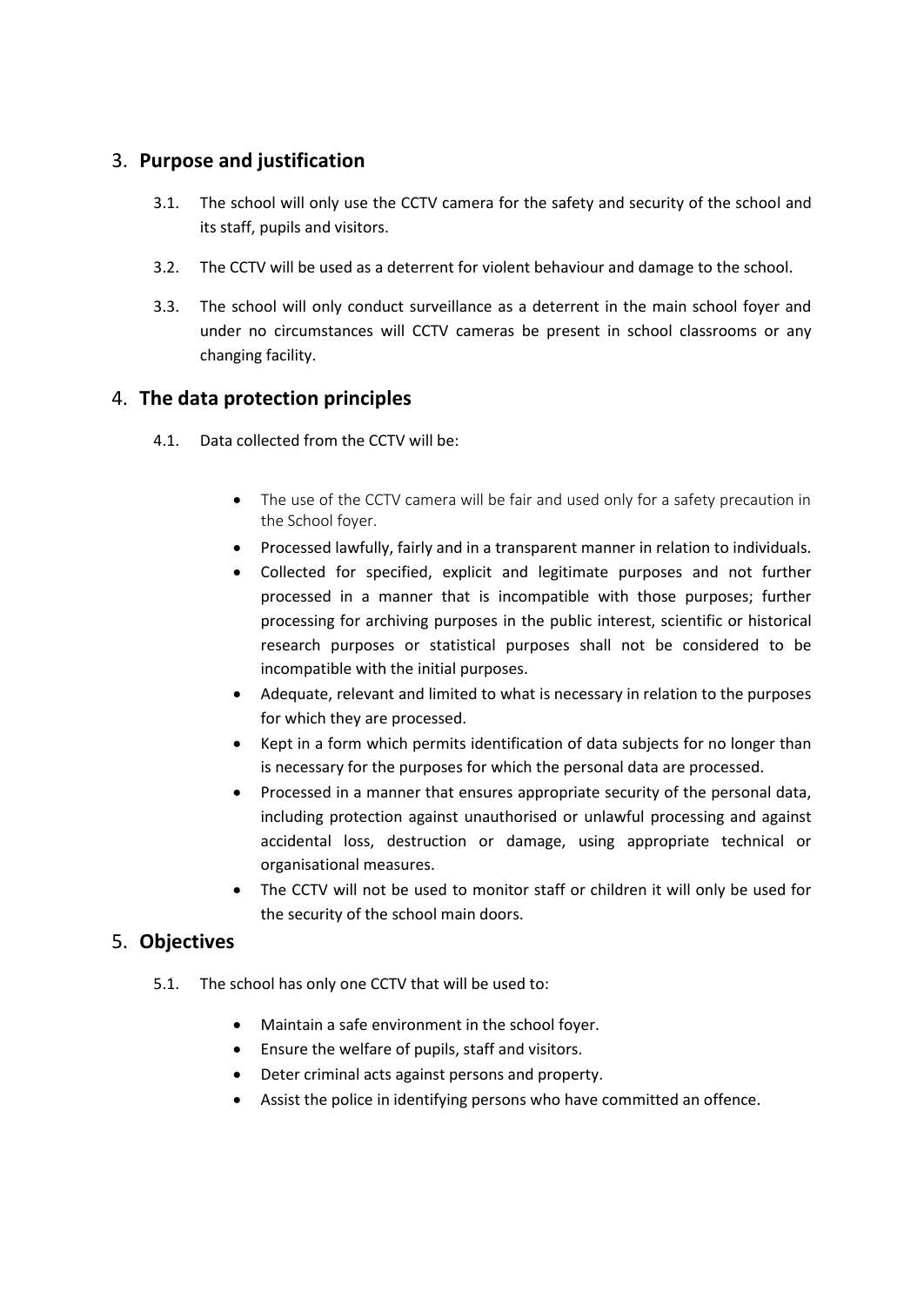## 3. **Purpose and justification**

3.1. The school will only use the CCTV camera for the safety and security of the school and its staff, pupils and visitors.

3.2. The CCTV will be used as a deterrent for violent behaviour and damage to the school.

3.3. The school will only conduct surveillance as a deterrent in the main school foyer and under no circumstances will CCTV cameras be present in school classrooms or any changing facility.

## 4. **The data protection principles**

4.1. Data collected from the CCTV will be:

- The use of the CCTV camera will be fair and used only for a safety precaution in the School foyer.
- Processed lawfully, fairly and in a transparent manner in relation to individuals.
- Collected for specified, explicit and legitimate purposes and not further processed in a manner that is incompatible with those purposes; further processing for archiving purposes in the public interest, scientific or historical research purposes or statistical purposes shall not be considered to be incompatible with the initial purposes.
- Adequate, relevant and limited to what is necessary in relation to the purposes for which they are processed.
- Kept in a form which permits identification of data subjects for no longer than is necessary for the purposes for which the personal data are processed.
- Processed in a manner that ensures appropriate security of the personal data, including protection against unauthorised or unlawful processing and against accidental loss, destruction or damage, using appropriate technical or organisational measures.
- The CCTV will not be used to monitor staff or children it will only be used for the security of the school main doors.

## 5. **Objectives**

5.1. The school has only one CCTV that will be used to:

- Maintain a safe environment in the school foyer.
- Ensure the welfare of pupils, staff and visitors.
- Deter criminal acts against persons and property.
- Assist the police in identifying persons who have committed an offence.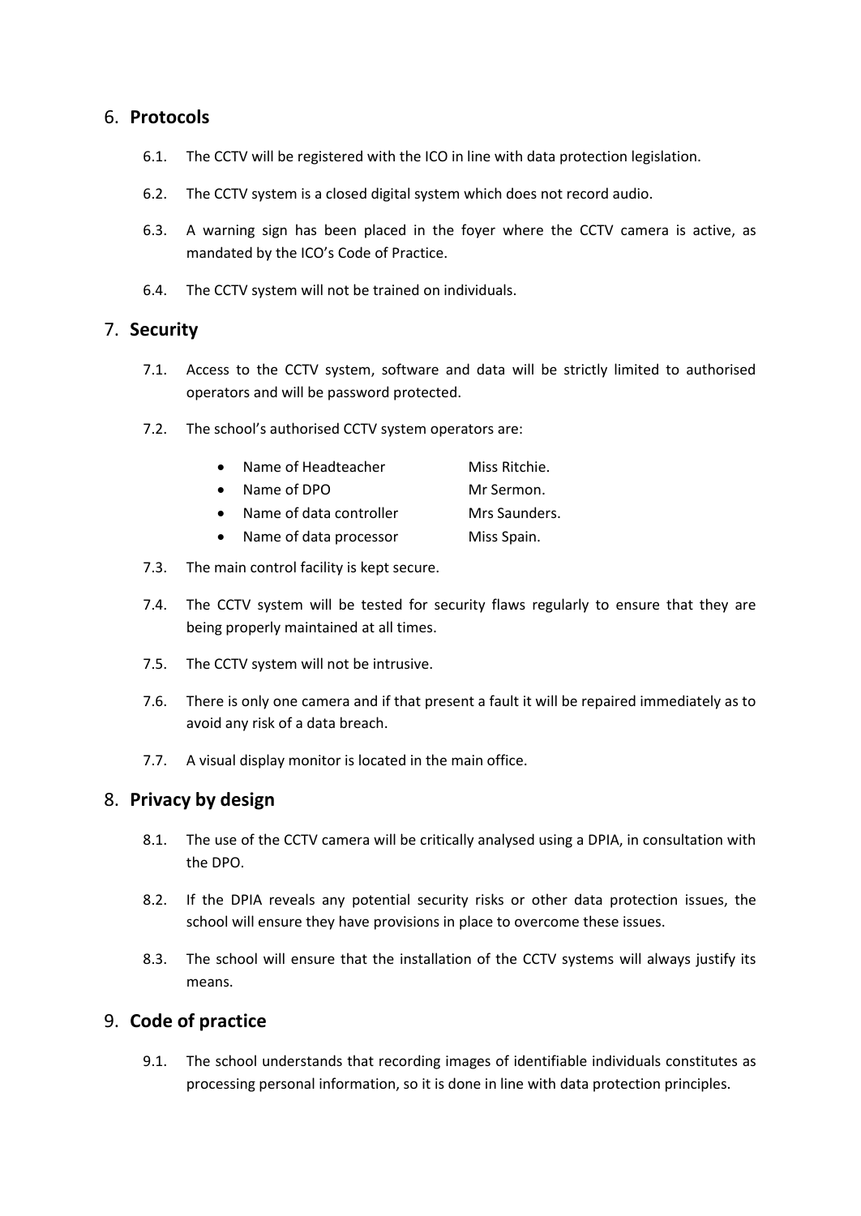## 6. **Protocols**

6.1. The CCTV will be registered with the ICO in line with data protection legislation.

6.2. The CCTV system is a closed digital system which does not record audio.

6.3. A warning sign has been placed in the foyer where the CCTV camera is active, as mandated by the ICO's Code of Practice.

6.4. The CCTV system will not be trained on individuals.

## 7. **Security**

7.1. Access to the CCTV system, software and data will be strictly limited to authorised operators and will be password protected.

7.2. The school's authorised CCTV system operators are:

- Name of Headteacher Miss Ritchie.
- Name of DPO Mr Sermon.
- Name of data controller Mrs Saunders.
- Name of data processor Miss Spain.

7.3. The main control facility is kept secure.

7.4. The CCTV system will be tested for security flaws regularly to ensure that they are being properly maintained at all times.

7.5. The CCTV system will not be intrusive.

7.6. There is only one camera and if that present a fault it will be repaired immediately as to avoid any risk of a data breach.

7.7. A visual display monitor is located in the main office.

## 8. **Privacy by design**

8.1. The use of the CCTV camera will be critically analysed using a DPIA, in consultation with the DPO.

8.2. If the DPIA reveals any potential security risks or other data protection issues, the school will ensure they have provisions in place to overcome these issues.

8.3. The school will ensure that the installation of the CCTV systems will always justify its means.

## 9. **Code of practice**

9.1. The school understands that recording images of identifiable individuals constitutes as processing personal information, so it is done in line with data protection principles.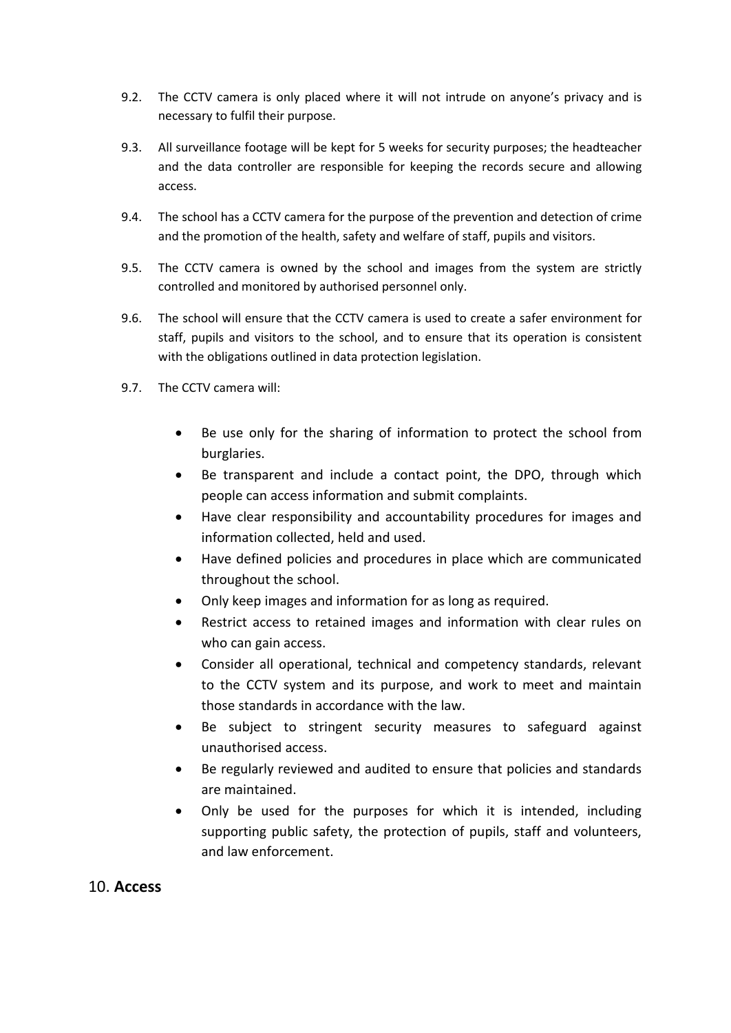9.2. The CCTV camera is only placed where it will not intrude on anyone's privacy and is necessary to fulfil their purpose.

9.3. All surveillance footage will be kept for 5 weeks for security purposes; the headteacher and the data controller are responsible for keeping the records secure and allowing access.

9.4. The school has a CCTV camera for the purpose of the prevention and detection of crime and the promotion of the health, safety and welfare of staff, pupils and visitors.

9.5. The CCTV camera is owned by the school and images from the system are strictly controlled and monitored by authorised personnel only.

9.6. The school will ensure that the CCTV camera is used to create a safer environment for staff, pupils and visitors to the school, and to ensure that its operation is consistent with the obligations outlined in data protection legislation.

9.7. The CCTV camera will:

- Be use only for the sharing of information to protect the school from burglaries.
- Be transparent and include a contact point, the DPO, through which people can access information and submit complaints.
- Have clear responsibility and accountability procedures for images and information collected, held and used.
- Have defined policies and procedures in place which are communicated throughout the school.
- Only keep images and information for as long as required.
- Restrict access to retained images and information with clear rules on who can gain access.
- Consider all operational, technical and competency standards, relevant to the CCTV system and its purpose, and work to meet and maintain those standards in accordance with the law.
- Be subject to stringent security measures to safeguard against unauthorised access.
- Be regularly reviewed and audited to ensure that policies and standards are maintained.
- Only be used for the purposes for which it is intended, including supporting public safety, the protection of pupils, staff and volunteers, and law enforcement.

## 10. **Access**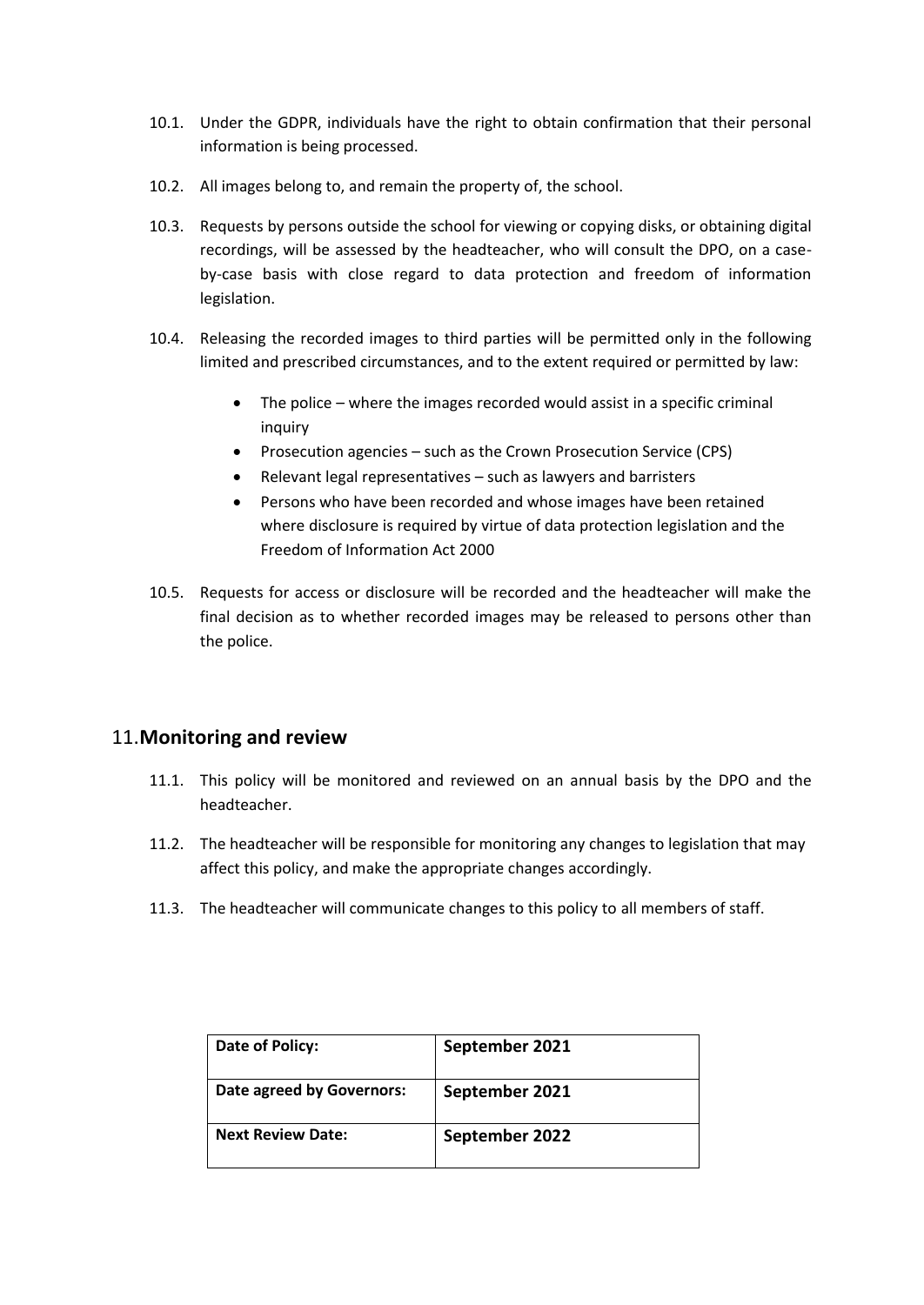10.1. Under the GDPR, individuals have the right to obtain confirmation that their personal information is being processed.

10.2. All images belong to, and remain the property of, the school.

10.3. Requests by persons outside the school for viewing or copying disks, or obtaining digital recordings, will be assessed by the headteacher, who will consult the DPO, on a case-by-case basis with close regard to data protection and freedom of information legislation.

10.4. Releasing the recorded images to third parties will be permitted only in the following limited and prescribed circumstances, and to the extent required or permitted by law:

- The police – where the images recorded would assist in a specific criminal inquiry
- Prosecution agencies – such as the Crown Prosecution Service (CPS)
- Relevant legal representatives – such as lawyers and barristers
- Persons who have been recorded and whose images have been retained where disclosure is required by virtue of data protection legislation and the Freedom of Information Act 2000

10.5. Requests for access or disclosure will be recorded and the headteacher will make the final decision as to whether recorded images may be released to persons other than the police.

## 11. **Monitoring and review**

11.1. This policy will be monitored and reviewed on an annual basis by the DPO and the headteacher.

11.2. The headteacher will be responsible for monitoring any changes to legislation that may affect this policy, and make the appropriate changes accordingly.

11.3. The headteacher will communicate changes to this policy to all members of staff.

| | |
|---|---|
| **Date of Policy:** | **September 2021** |
| **Date agreed by Governors:** | **September 2021** |
| **Next Review Date:** | **September 2022** |